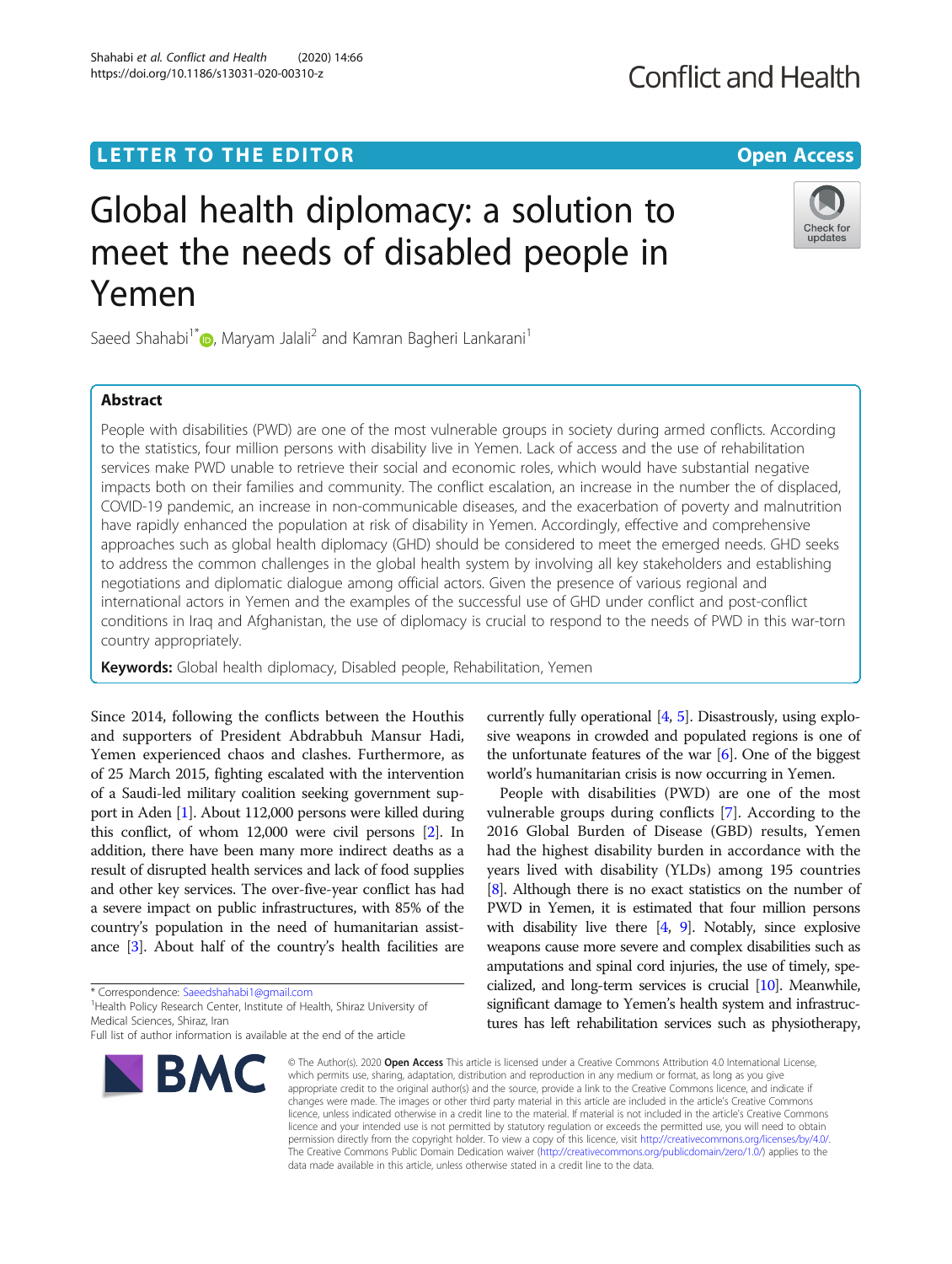LETTER TO THE EDITOR

Open Access

# Global health diplomacy: a solution to meet the needs of disabled people in Yemen

Saeed Shahabi[1*], Maryam Jalali[2] and Kamran Bagheri Lankarani[1]

## Abstract

People with disabilities (PWD) are one of the most vulnerable groups in society during armed conflicts. According to the statistics, four million persons with disability live in Yemen. Lack of access and the use of rehabilitation services make PWD unable to retrieve their social and economic roles, which would have substantial negative impacts both on their families and community. The conflict escalation, an increase in the number the of displaced, COVID-19 pandemic, an increase in non-communicable diseases, and the exacerbation of poverty and malnutrition have rapidly enhanced the population at risk of disability in Yemen. Accordingly, effective and comprehensive approaches such as global health diplomacy (GHD) should be considered to meet the emerged needs. GHD seeks to address the common challenges in the global health system by involving all key stakeholders and establishing negotiations and diplomatic dialogue among official actors. Given the presence of various regional and international actors in Yemen and the examples of the successful use of GHD under conflict and post-conflict conditions in Iraq and Afghanistan, the use of diplomacy is crucial to respond to the needs of PWD in this war-torn country appropriately.

**Keywords:** Global health diplomacy, Disabled people, Rehabilitation, Yemen

Since 2014, following the conflicts between the Houthis and supporters of President Abdrabbuh Mansur Hadi, Yemen experienced chaos and clashes. Furthermore, as of 25 March 2015, fighting escalated with the intervention of a Saudi-led military coalition seeking government support in Aden [1]. About 112,000 persons were killed during this conflict, of whom 12,000 were civil persons [2]. In addition, there have been many more indirect deaths as a result of disrupted health services and lack of food supplies and other key services. The over-five-year conflict has had a severe impact on public infrastructures, with 85% of the country's population in the need of humanitarian assistance [3]. About half of the country's health facilities are currently fully operational [4, 5]. Disastrously, using explosive weapons in crowded and populated regions is one of the unfortunate features of the war [6]. One of the biggest world's humanitarian crisis is now occurring in Yemen.

People with disabilities (PWD) are one of the most vulnerable groups during conflicts [7]. According to the 2016 Global Burden of Disease (GBD) results, Yemen had the highest disability burden in accordance with the years lived with disability (YLDs) among 195 countries [8]. Although there is no exact statistics on the number of PWD in Yemen, it is estimated that four million persons with disability live there [4, 9]. Notably, since explosive weapons cause more severe and complex disabilities such as amputations and spinal cord injuries, the use of timely, specialized, and long-term services is crucial [10]. Meanwhile, significant damage to Yemen's health system and infrastructures has left rehabilitation services such as physiotherapy,

* Correspondence: Saeedshahabi1@gmail.com
[1]Health Policy Research Center, Institute of Health, Shiraz University of Medical Sciences, Shiraz, Iran
Full list of author information is available at the end of the article

© The Author(s). 2020 **Open Access** This article is licensed under a Creative Commons Attribution 4.0 International License, which permits use, sharing, adaptation, distribution and reproduction in any medium or format, as long as you give appropriate credit to the original author(s) and the source, provide a link to the Creative Commons licence, and indicate if changes were made. The images or other third party material in this article are included in the article's Creative Commons licence, unless indicated otherwise in a credit line to the material. If material is not included in the article's Creative Commons licence and your intended use is not permitted by statutory regulation or exceeds the permitted use, you will need to obtain permission directly from the copyright holder. To view a copy of this licence, visit http://creativecommons.org/licenses/by/4.0/. The Creative Commons Public Domain Dedication waiver (http://creativecommons.org/publicdomain/zero/1.0/) applies to the data made available in this article, unless otherwise stated in a credit line to the data.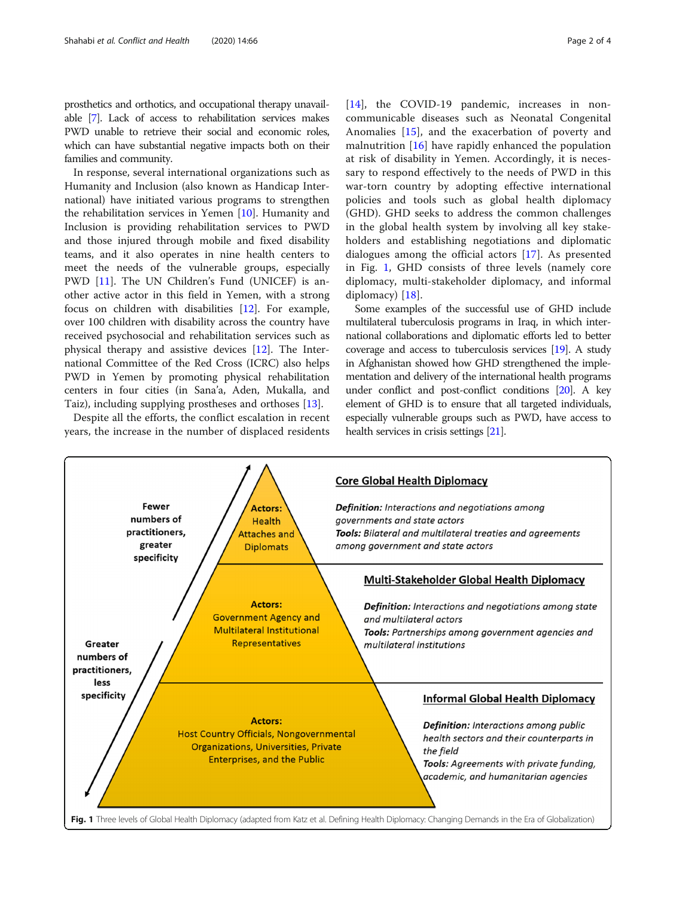prosthetics and orthotics, and occupational therapy unavailable [7]. Lack of access to rehabilitation services makes PWD unable to retrieve their social and economic roles, which can have substantial negative impacts both on their families and community.

In response, several international organizations such as Humanity and Inclusion (also known as Handicap International) have initiated various programs to strengthen the rehabilitation services in Yemen [10]. Humanity and Inclusion is providing rehabilitation services to PWD and those injured through mobile and fixed disability teams, and it also operates in nine health centers to meet the needs of the vulnerable groups, especially PWD [11]. The UN Children's Fund (UNICEF) is another active actor in this field in Yemen, with a strong focus on children with disabilities [12]. For example, over 100 children with disability across the country have received psychosocial and rehabilitation services such as physical therapy and assistive devices [12]. The International Committee of the Red Cross (ICRC) also helps PWD in Yemen by promoting physical rehabilitation centers in four cities (in Sana'a, Aden, Mukalla, and Taiz), including supplying prostheses and orthoses [13].

Despite all the efforts, the conflict escalation in recent years, the increase in the number of displaced residents [14], the COVID-19 pandemic, increases in non-communicable diseases such as Neonatal Congenital Anomalies [15], and the exacerbation of poverty and malnutrition [16] have rapidly enhanced the population at risk of disability in Yemen. Accordingly, it is necessary to respond effectively to the needs of PWD in this war-torn country by adopting effective international policies and tools such as global health diplomacy (GHD). GHD seeks to address the common challenges in the global health system by involving all key stakeholders and establishing negotiations and diplomatic dialogues among the official actors [17]. As presented in Fig. 1, GHD consists of three levels (namely core diplomacy, multi-stakeholder diplomacy, and informal diplomacy) [18].

Some examples of the successful use of GHD include multilateral tuberculosis programs in Iraq, in which international collaborations and diplomatic efforts led to better coverage and access to tuberculosis services [19]. A study in Afghanistan showed how GHD strengthened the implementation and delivery of the international health programs under conflict and post-conflict conditions [20]. A key element of GHD is to ensure that all targeted individuals, especially vulnerable groups such as PWD, have access to health services in crisis settings [21].

**Fig. 1** Three levels of Global Health Diplomacy (adapted from Katz et al. Defining Health Diplomacy: Changing Demands in the Era of Globalization)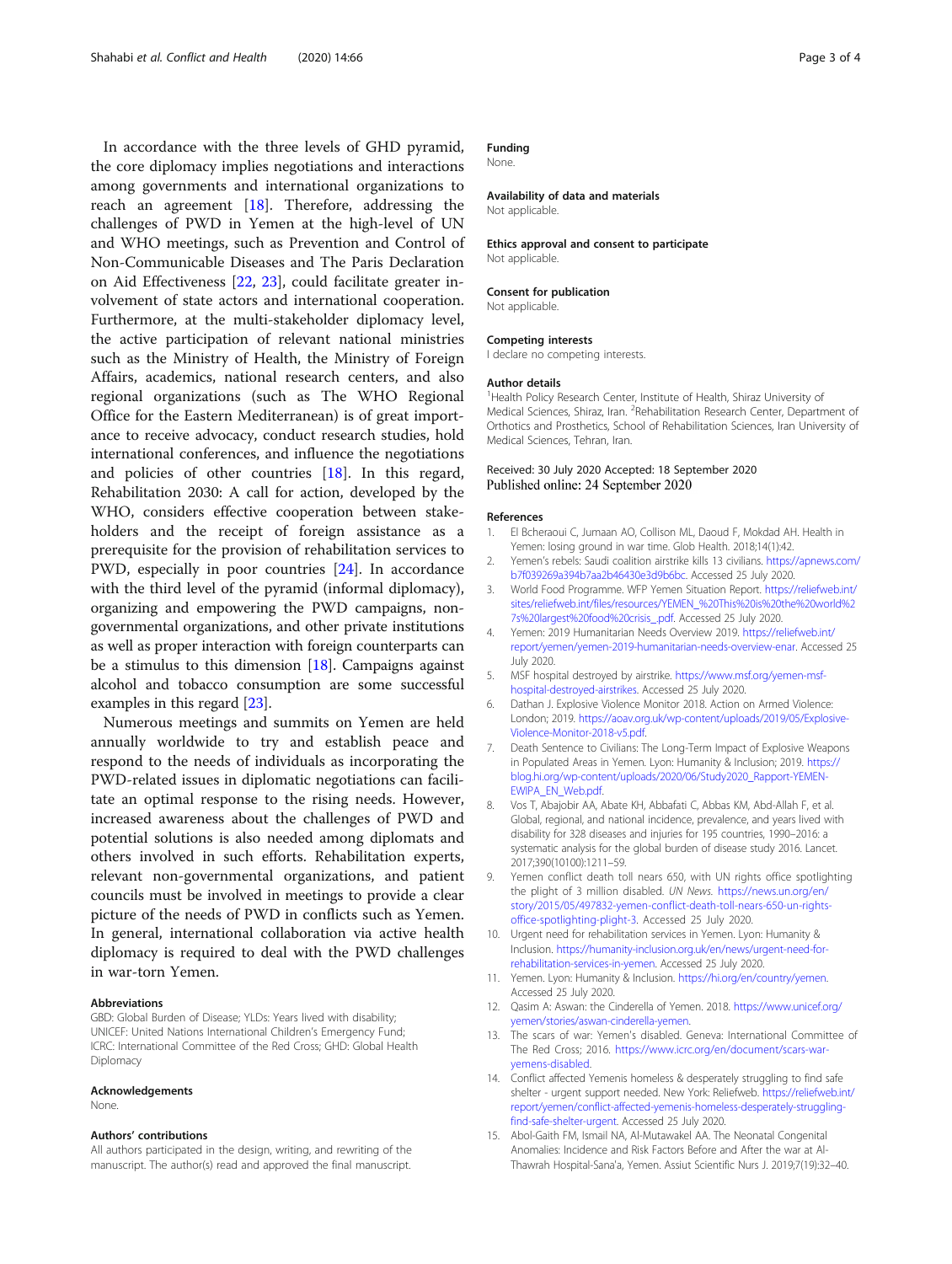In accordance with the three levels of GHD pyramid, the core diplomacy implies negotiations and interactions among governments and international organizations to reach an agreement [18]. Therefore, addressing the challenges of PWD in Yemen at the high-level of UN and WHO meetings, such as Prevention and Control of Non-Communicable Diseases and The Paris Declaration on Aid Effectiveness [22, 23], could facilitate greater involvement of state actors and international cooperation. Furthermore, at the multi-stakeholder diplomacy level, the active participation of relevant national ministries such as the Ministry of Health, the Ministry of Foreign Affairs, academics, national research centers, and also regional organizations (such as The WHO Regional Office for the Eastern Mediterranean) is of great importance to receive advocacy, conduct research studies, hold international conferences, and influence the negotiations and policies of other countries [18]. In this regard, Rehabilitation 2030: A call for action, developed by the WHO, considers effective cooperation between stakeholders and the receipt of foreign assistance as a prerequisite for the provision of rehabilitation services to PWD, especially in poor countries [24]. In accordance with the third level of the pyramid (informal diplomacy), organizing and empowering the PWD campaigns, non-governmental organizations, and other private institutions as well as proper interaction with foreign counterparts can be a stimulus to this dimension [18]. Campaigns against alcohol and tobacco consumption are some successful examples in this regard [23].

Numerous meetings and summits on Yemen are held annually worldwide to try and establish peace and respond to the needs of individuals as incorporating the PWD-related issues in diplomatic negotiations can facilitate an optimal response to the rising needs. However, increased awareness about the challenges of PWD and potential solutions is also needed among diplomats and others involved in such efforts. Rehabilitation experts, relevant non-governmental organizations, and patient councils must be involved in meetings to provide a clear picture of the needs of PWD in conflicts such as Yemen. In general, international collaboration via active health diplomacy is required to deal with the PWD challenges in war-torn Yemen.

#### Abbreviations

GBD: Global Burden of Disease; YLDs: Years lived with disability; UNICEF: United Nations International Children's Emergency Fund; ICRC: International Committee of the Red Cross; GHD: Global Health Diplomacy

#### Acknowledgements

None.

#### Authors' contributions

All authors participated in the design, writing, and rewriting of the manuscript. The author(s) read and approved the final manuscript.

#### Funding

None.

#### Availability of data and materials

Not applicable.

#### Ethics approval and consent to participate

Not applicable.

#### Consent for publication

Not applicable.

#### Competing interests

I declare no competing interests.

#### Author details

[1]Health Policy Research Center, Institute of Health, Shiraz University of Medical Sciences, Shiraz, Iran. [2]Rehabilitation Research Center, Department of Orthotics and Prosthetics, School of Rehabilitation Sciences, Iran University of Medical Sciences, Tehran, Iran.

Received: 30 July 2020 Accepted: 18 September 2020
Published online: 24 September 2020

#### References

1. El Bcheraoui C, Jumaan AO, Collison ML, Daoud F, Mokdad AH. Health in Yemen: losing ground in war time. Glob Health. 2018;14(1):42.
2. Yemen's rebels: Saudi coalition airstrike kills 13 civilians. https://apnews.com/b7f039269a394b7aa2b46430e3d9b6bc. Accessed 25 July 2020.
3. World Food Programme. WFP Yemen Situation Report. https://reliefweb.int/sites/reliefweb.int/files/resources/YEMEN_%20This%20is%20the%20world%27s%20largest%20food%20crisis_.pdf. Accessed 25 July 2020.
4. Yemen: 2019 Humanitarian Needs Overview 2019. https://reliefweb.int/report/yemen/yemen-2019-humanitarian-needs-overview-enar. Accessed 25 July 2020.
5. MSF hospital destroyed by airstrike. https://www.msf.org/yemen-msf-hospital-destroyed-airstrikes. Accessed 25 July 2020.
6. Dathan J. Explosive Violence Monitor 2018. Action on Armed Violence: London; 2019. https://aoav.org.uk/wp-content/uploads/2019/05/Explosive-Violence-Monitor-2018-v5.pdf.
7. Death Sentence to Civilians: The Long-Term Impact of Explosive Weapons in Populated Areas in Yemen. Lyon: Humanity & Inclusion; 2019. https://blog.hi.org/wp-content/uploads/2020/06/Study2020_Rapport-YEMEN-EWIPA_EN_Web.pdf.
8. Vos T, Abajobir AA, Abate KH, Abbafati C, Abbas KM, Abd-Allah F, et al. Global, regional, and national incidence, prevalence, and years lived with disability for 328 diseases and injuries for 195 countries, 1990–2016: a systematic analysis for the global burden of disease study 2016. Lancet. 2017;390(10100):1211–59.
9. Yemen conflict death toll nears 650, with UN rights office spotlighting the plight of 3 million disabled. *UN News*. https://news.un.org/en/story/2015/05/497832-yemen-conflict-death-toll-nears-650-un-rights-office-spotlighting-plight-3. Accessed 25 July 2020.
10. Urgent need for rehabilitation services in Yemen. Lyon: Humanity & Inclusion. https://humanity-inclusion.org.uk/en/news/urgent-need-for-rehabilitation-services-in-yemen. Accessed 25 July 2020.
11. Yemen. Lyon: Humanity & Inclusion. https://hi.org/en/country/yemen. Accessed 25 July 2020.
12. Qasim A: Aswan: the Cinderella of Yemen. 2018. https://www.unicef.org/yemen/stories/aswan-cinderella-yemen.
13. The scars of war: Yemen's disabled. Geneva: International Committee of The Red Cross; 2016. https://www.icrc.org/en/document/scars-war-yemens-disabled.
14. Conflict affected Yemenis homeless & desperately struggling to find safe shelter - urgent support needed. New York: Reliefweb. https://reliefweb.int/report/yemen/conflict-affected-yemenis-homeless-desperately-struggling-find-safe-shelter-urgent. Accessed 25 July 2020.
15. Abol-Gaith FM, Ismail NA, Al-Mutawakel AA. The Neonatal Congenital Anomalies: Incidence and Risk Factors Before and After the war at Al-Thawrah Hospital-Sana'a, Yemen. Assiut Scientific Nurs J. 2019;7(19):32–40.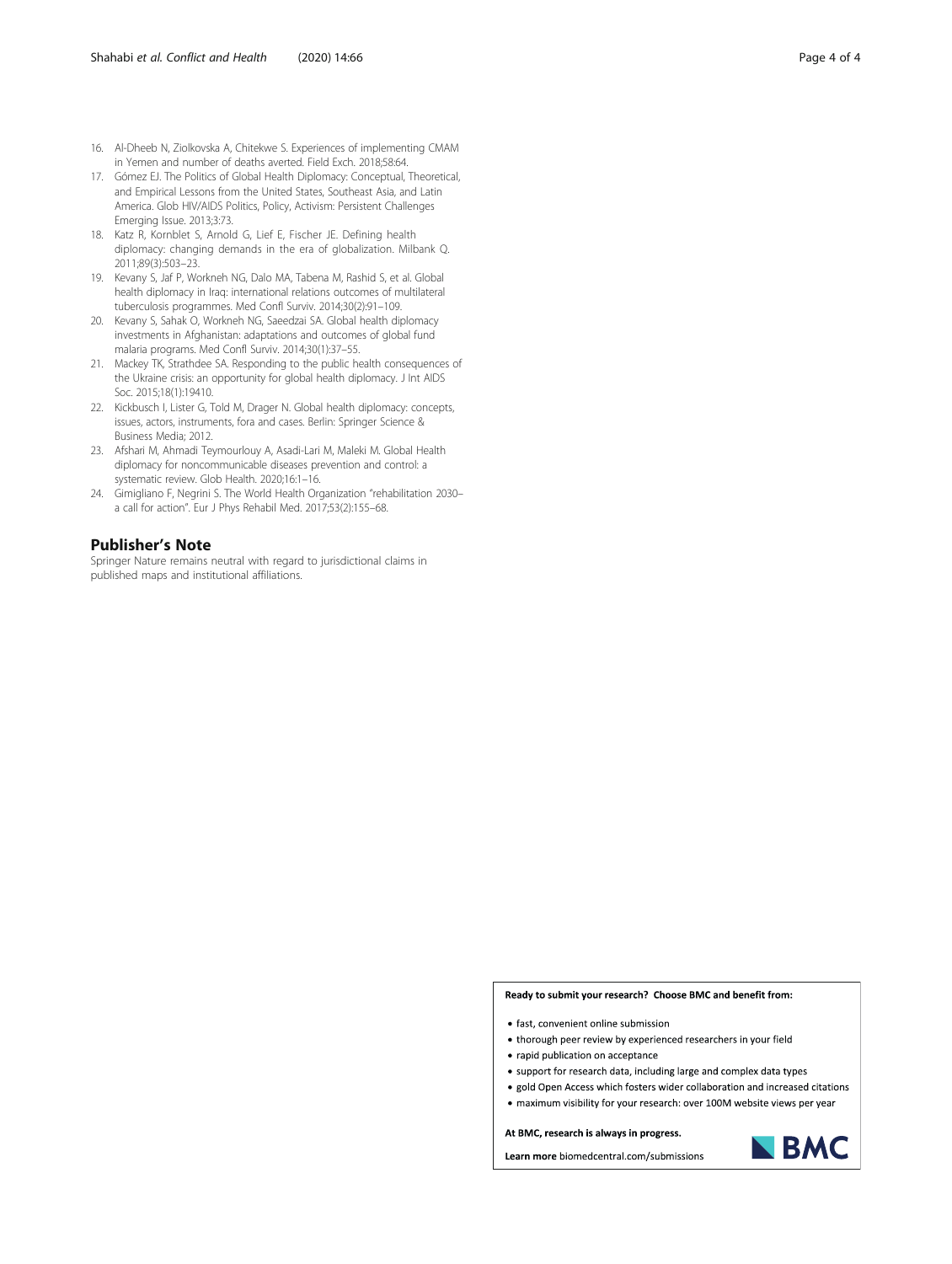16. Al-Dheeb N, Ziolkovska A, Chitekwe S. Experiences of implementing CMAM in Yemen and number of deaths averted. Field Exch. 2018;58:64.
17. Gómez EJ. The Politics of Global Health Diplomacy: Conceptual, Theoretical, and Empirical Lessons from the United States, Southeast Asia, and Latin America. Glob HIV/AIDS Politics, Policy, Activism: Persistent Challenges Emerging Issue. 2013;3:73.
18. Katz R, Kornblet S, Arnold G, Lief E, Fischer JE. Defining health diplomacy: changing demands in the era of globalization. Milbank Q. 2011;89(3):503–23.
19. Kevany S, Jaf P, Workneh NG, Dalo MA, Tabena M, Rashid S, et al. Global health diplomacy in Iraq: international relations outcomes of multilateral tuberculosis programmes. Med Confl Surviv. 2014;30(2):91–109.
20. Kevany S, Sahak O, Workneh NG, Saeedzai SA. Global health diplomacy investments in Afghanistan: adaptations and outcomes of global fund malaria programs. Med Confl Surviv. 2014;30(1):37–55.
21. Mackey TK, Strathdee SA. Responding to the public health consequences of the Ukraine crisis: an opportunity for global health diplomacy. J Int AIDS Soc. 2015;18(1):19410.
22. Kickbusch I, Lister G, Told M, Drager N. Global health diplomacy: concepts, issues, actors, instruments, fora and cases. Berlin: Springer Science & Business Media; 2012.
23. Afshari M, Ahmadi Teymourlouy A, Asadi-Lari M, Maleki M. Global Health diplomacy for noncommunicable diseases prevention and control: a systematic review. Glob Health. 2020;16:1–16.
24. Gimigliano F, Negrini S. The World Health Organization "rehabilitation 2030– a call for action". Eur J Phys Rehabil Med. 2017;53(2):155–68.

## Publisher's Note

Springer Nature remains neutral with regard to jurisdictional claims in published maps and institutional affiliations.

**Ready to submit your research? Choose BMC and benefit from:**

- fast, convenient online submission
- thorough peer review by experienced researchers in your field
- rapid publication on acceptance
- support for research data, including large and complex data types
- gold Open Access which fosters wider collaboration and increased citations
- maximum visibility for your research: over 100M website views per year

**At BMC, research is always in progress.**

**Learn more** biomedcentral.com/submissions

BMC